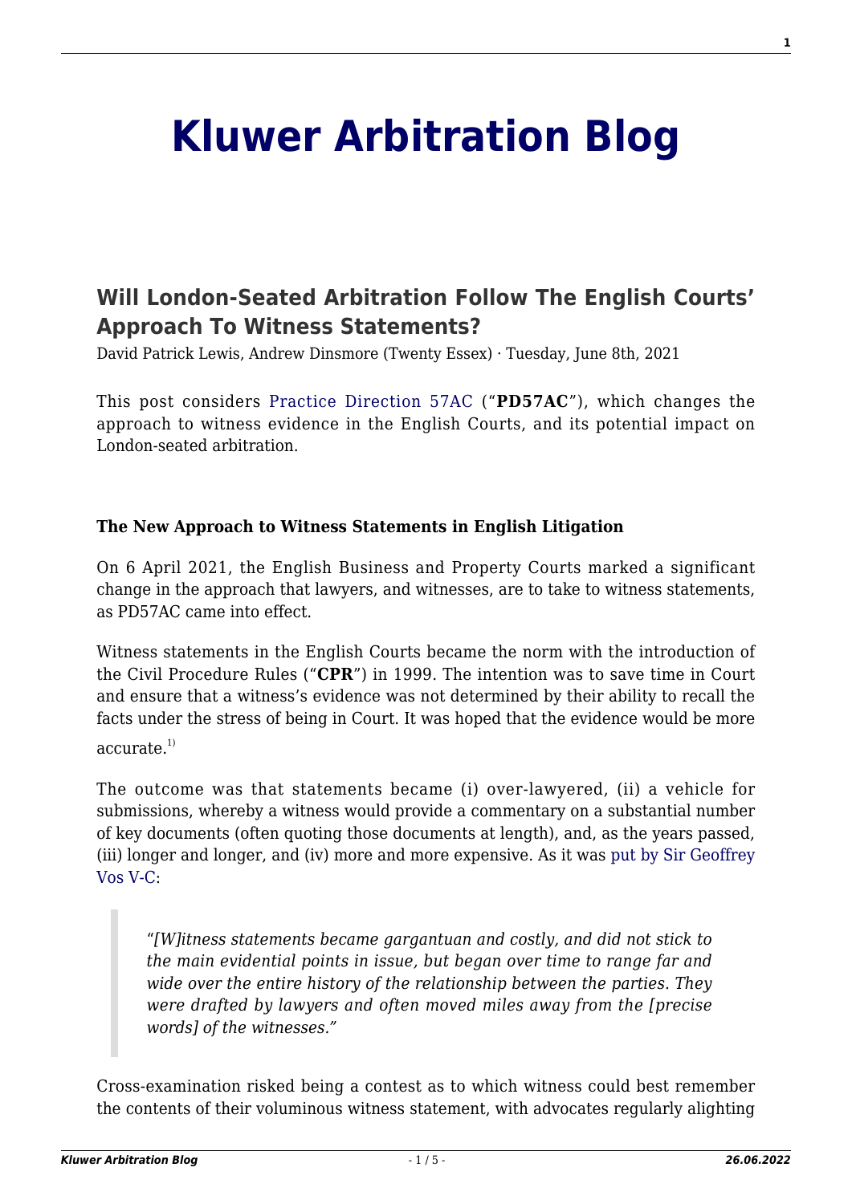# Kluwer Arbitration Blog

## Will London-Seated Arbitration Follow The English Courts' Approach To Witness Statements?

David Patrick Lewis, Andrew Dinsmore (Twenty Essex) · Tuesday, June 8th, 2021

This post considers Practice Direction 57AC ("**PD57AC**"), which changes the approach to witness evidence in the English Courts, and its potential impact on London-seated arbitration.

**The New Approach to Witness Statements in English Litigation**

On 6 April 2021, the English Business and Property Courts marked a significant change in the approach that lawyers, and witnesses, are to take to witness statements, as PD57AC came into effect.

Witness statements in the English Courts became the norm with the introduction of the Civil Procedure Rules ("**CPR**") in 1999. The intention was to save time in Court and ensure that a witness's evidence was not determined by their ability to recall the facts under the stress of being in Court. It was hoped that the evidence would be more accurate.[1)]

The outcome was that statements became (i) over-lawyered, (ii) a vehicle for submissions, whereby a witness would provide a commentary on a substantial number of key documents (often quoting those documents at length), and, as the years passed, (iii) longer and longer, and (iv) more and more expensive. As it was put by Sir Geoffrey Vos V-C:

> *"[W]itness statements became gargantuan and costly, and did not stick to the main evidential points in issue, but began over time to range far and wide over the entire history of the relationship between the parties. They were drafted by lawyers and often moved miles away from the [precise words] of the witnesses."*

Cross-examination risked being a contest as to which witness could best remember the contents of their voluminous witness statement, with advocates regularly alighting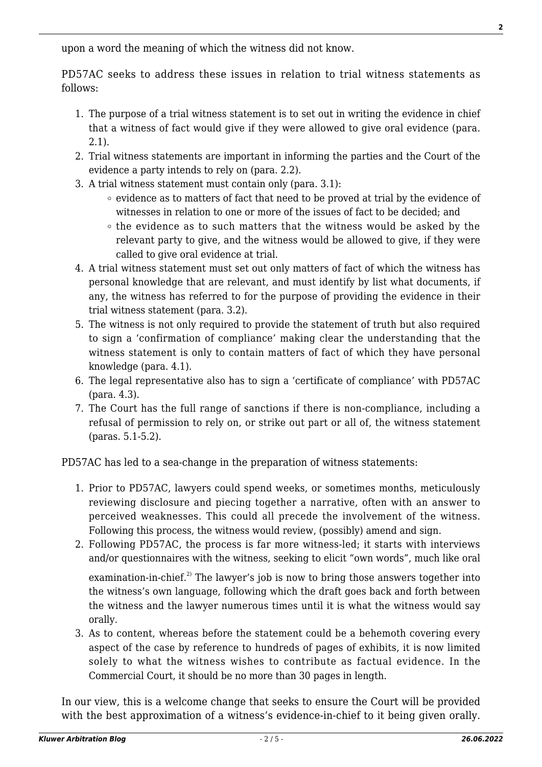upon a word the meaning of which the witness did not know.

PD57AC seeks to address these issues in relation to trial witness statements as follows:

1. The purpose of a trial witness statement is to set out in writing the evidence in chief that a witness of fact would give if they were allowed to give oral evidence (para. 2.1).
2. Trial witness statements are important in informing the parties and the Court of the evidence a party intends to rely on (para. 2.2).
3. A trial witness statement must contain only (para. 3.1):
   - evidence as to matters of fact that need to be proved at trial by the evidence of witnesses in relation to one or more of the issues of fact to be decided; and
   - the evidence as to such matters that the witness would be asked by the relevant party to give, and the witness would be allowed to give, if they were called to give oral evidence at trial.
4. A trial witness statement must set out only matters of fact of which the witness has personal knowledge that are relevant, and must identify by list what documents, if any, the witness has referred to for the purpose of providing the evidence in their trial witness statement (para. 3.2).
5. The witness is not only required to provide the statement of truth but also required to sign a 'confirmation of compliance' making clear the understanding that the witness statement is only to contain matters of fact of which they have personal knowledge (para. 4.1).
6. The legal representative also has to sign a 'certificate of compliance' with PD57AC (para. 4.3).
7. The Court has the full range of sanctions if there is non-compliance, including a refusal of permission to rely on, or strike out part or all of, the witness statement (paras. 5.1-5.2).

PD57AC has led to a sea-change in the preparation of witness statements:

1. Prior to PD57AC, lawyers could spend weeks, or sometimes months, meticulously reviewing disclosure and piecing together a narrative, often with an answer to perceived weaknesses. This could all precede the involvement of the witness. Following this process, the witness would review, (possibly) amend and sign.
2. Following PD57AC, the process is far more witness-led; it starts with interviews and/or questionnaires with the witness, seeking to elicit "own words", much like oral examination-in-chief.[2)] The lawyer's job is now to bring those answers together into the witness's own language, following which the draft goes back and forth between the witness and the lawyer numerous times until it is what the witness would say orally.
3. As to content, whereas before the statement could be a behemoth covering every aspect of the case by reference to hundreds of pages of exhibits, it is now limited solely to what the witness wishes to contribute as factual evidence. In the Commercial Court, it should be no more than 30 pages in length.

In our view, this is a welcome change that seeks to ensure the Court will be provided with the best approximation of a witness's evidence-in-chief to it being given orally.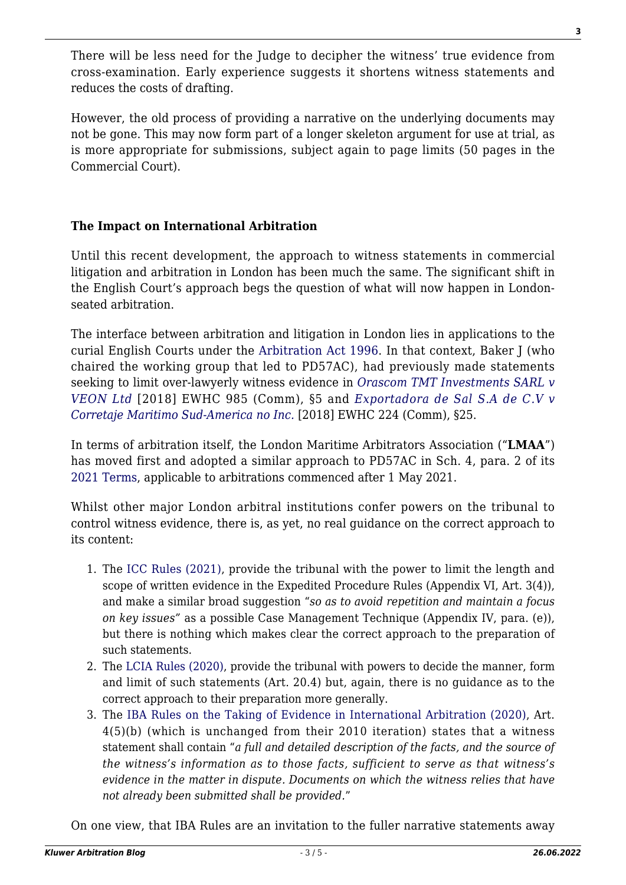There will be less need for the Judge to decipher the witness' true evidence from cross-examination. Early experience suggests it shortens witness statements and reduces the costs of drafting.

However, the old process of providing a narrative on the underlying documents may not be gone. This may now form part of a longer skeleton argument for use at trial, as is more appropriate for submissions, subject again to page limits (50 pages in the Commercial Court).

**The Impact on International Arbitration**

Until this recent development, the approach to witness statements in commercial litigation and arbitration in London has been much the same. The significant shift in the English Court's approach begs the question of what will now happen in London-seated arbitration.

The interface between arbitration and litigation in London lies in applications to the curial English Courts under the Arbitration Act 1996. In that context, Baker J (who chaired the working group that led to PD57AC), had previously made statements seeking to limit over-lawyerly witness evidence in *Orascom TMT Investments SARL v VEON Ltd* [2018] EWHC 985 (Comm), §5 and *Exportadora de Sal S.A de C.V v Corretaje Maritimo Sud-America no Inc.* [2018] EWHC 224 (Comm), §25.

In terms of arbitration itself, the London Maritime Arbitrators Association ("**LMAA**") has moved first and adopted a similar approach to PD57AC in Sch. 4, para. 2 of its 2021 Terms, applicable to arbitrations commenced after 1 May 2021.

Whilst other major London arbitral institutions confer powers on the tribunal to control witness evidence, there is, as yet, no real guidance on the correct approach to its content:

1. The ICC Rules (2021), provide the tribunal with the power to limit the length and scope of written evidence in the Expedited Procedure Rules (Appendix VI, Art. 3(4)), and make a similar broad suggestion "*so as to avoid repetition and maintain a focus on key issues"* as a possible Case Management Technique (Appendix IV, para. (e)), but there is nothing which makes clear the correct approach to the preparation of such statements.
2. The LCIA Rules (2020), provide the tribunal with powers to decide the manner, form and limit of such statements (Art. 20.4) but, again, there is no guidance as to the correct approach to their preparation more generally.
3. The IBA Rules on the Taking of Evidence in International Arbitration (2020), Art. 4(5)(b) (which is unchanged from their 2010 iteration) states that a witness statement shall contain "*a full and detailed description of the facts, and the source of the witness's information as to those facts, sufficient to serve as that witness's evidence in the matter in dispute. Documents on which the witness relies that have not already been submitted shall be provided.*"

On one view, that IBA Rules are an invitation to the fuller narrative statements away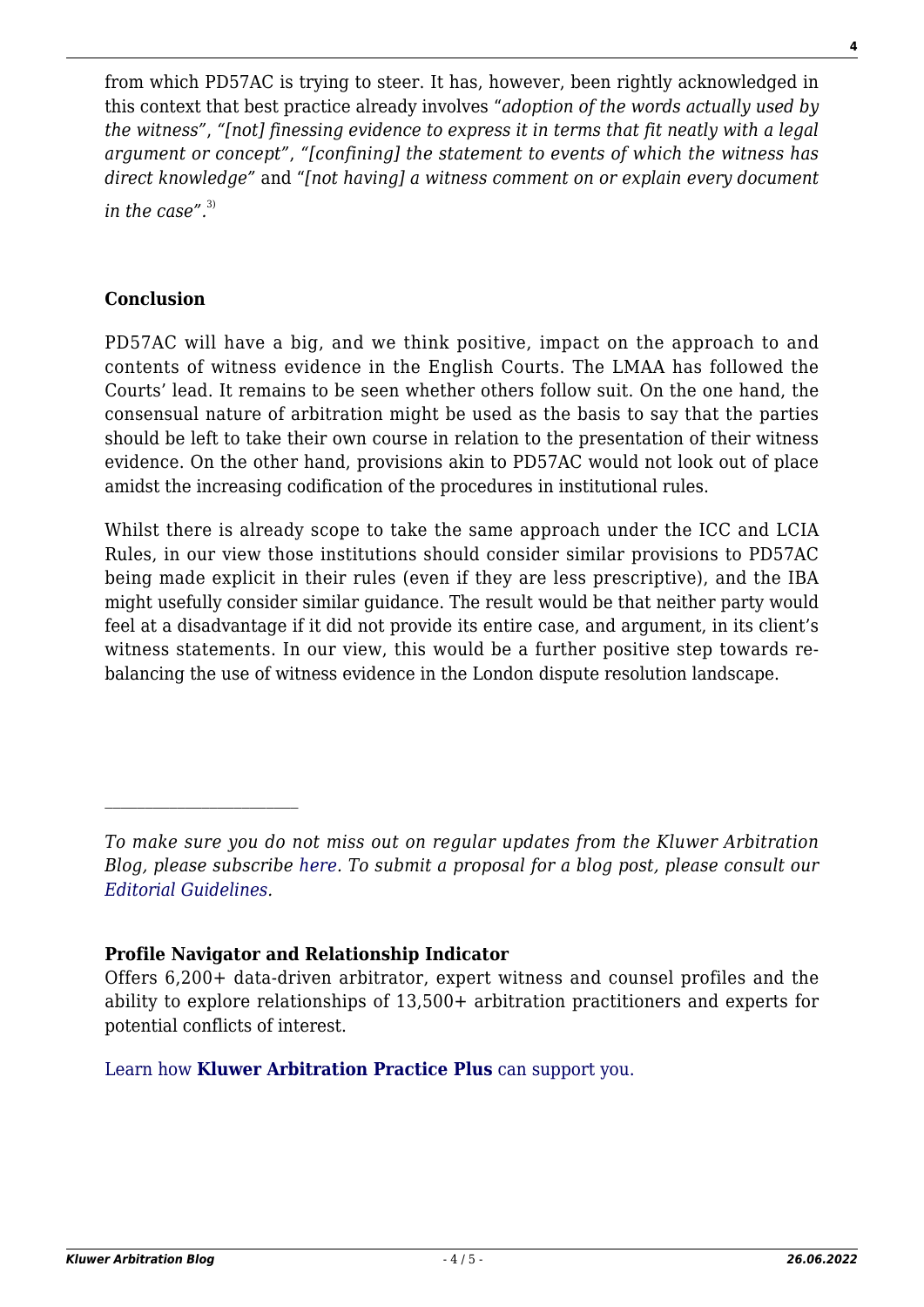from which PD57AC is trying to steer. It has, however, been rightly acknowledged in this context that best practice already involves "*adoption of the words actually used by the witness*", "*[not] finessing evidence to express it in terms that fit neatly with a legal argument or concept*", "*[confining] the statement to events of which the witness has direct knowledge*" and "*[not having] a witness comment on or explain every document in the case*".[3)]

**Conclusion**

PD57AC will have a big, and we think positive, impact on the approach to and contents of witness evidence in the English Courts. The LMAA has followed the Courts' lead. It remains to be seen whether others follow suit. On the one hand, the consensual nature of arbitration might be used as the basis to say that the parties should be left to take their own course in relation to the presentation of their witness evidence. On the other hand, provisions akin to PD57AC would not look out of place amidst the increasing codification of the procedures in institutional rules.

Whilst there is already scope to take the same approach under the ICC and LCIA Rules, in our view those institutions should consider similar provisions to PD57AC being made explicit in their rules (even if they are less prescriptive), and the IBA might usefully consider similar guidance. The result would be that neither party would feel at a disadvantage if it did not provide its entire case, and argument, in its client's witness statements. In our view, this would be a further positive step towards re-balancing the use of witness evidence in the London dispute resolution landscape.

---

*To make sure you do not miss out on regular updates from the Kluwer Arbitration Blog, please subscribe here. To submit a proposal for a blog post, please consult our Editorial Guidelines.*

**Profile Navigator and Relationship Indicator**

Offers 6,200+ data-driven arbitrator, expert witness and counsel profiles and the ability to explore relationships of 13,500+ arbitration practitioners and experts for potential conflicts of interest.

Learn how **Kluwer Arbitration Practice Plus** can support you.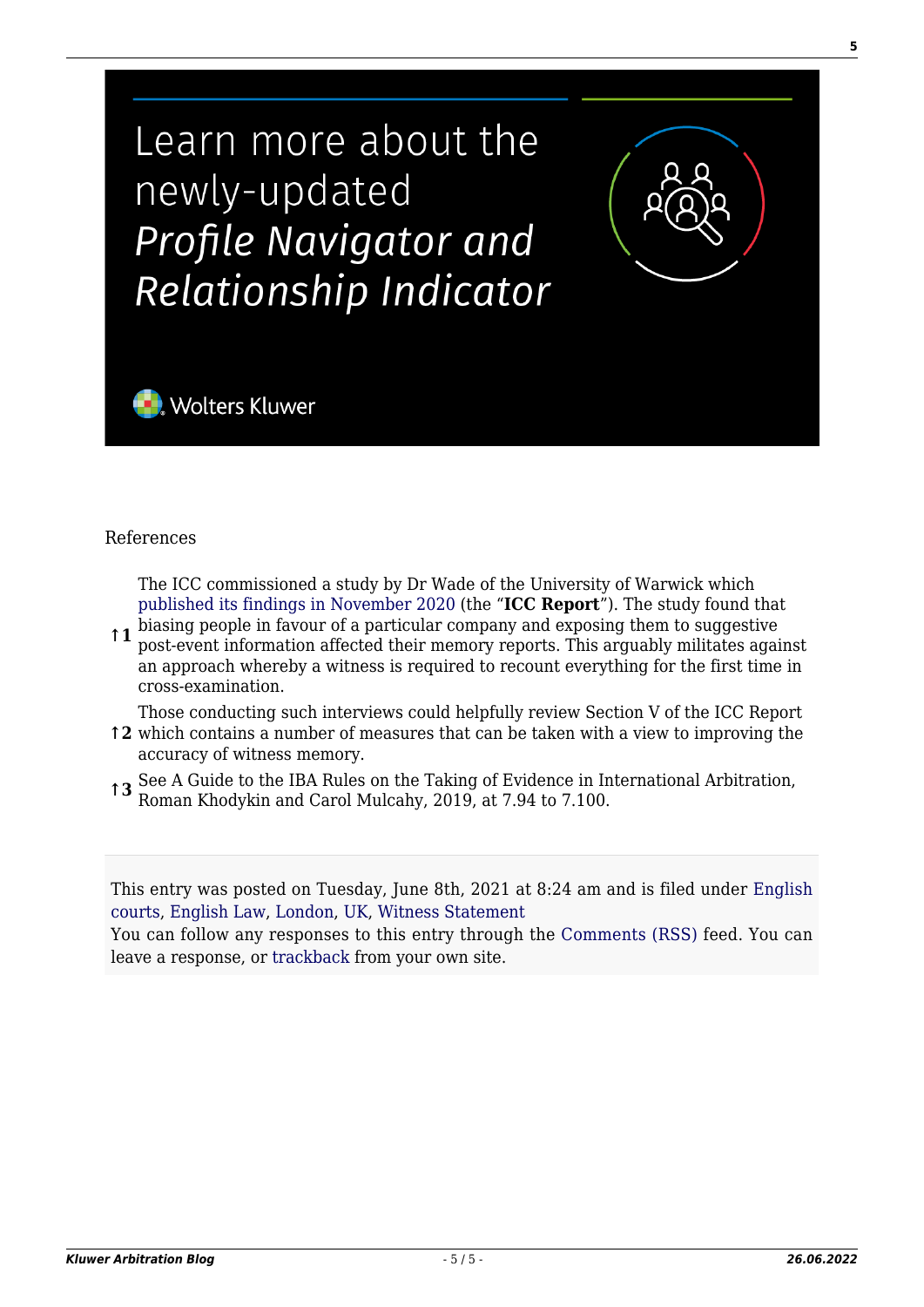Learn more about the newly-updated *Profile Navigator and Relationship Indicator*

Wolters Kluwer

References

↑1 The ICC commissioned a study by Dr Wade of the University of Warwick which published its findings in November 2020 (the "**ICC Report**"). The study found that biasing people in favour of a particular company and exposing them to suggestive post-event information affected their memory reports. This arguably militates against an approach whereby a witness is required to recount everything for the first time in cross-examination.

↑2 Those conducting such interviews could helpfully review Section V of the ICC Report which contains a number of measures that can be taken with a view to improving the accuracy of witness memory.

↑3 See A Guide to the IBA Rules on the Taking of Evidence in International Arbitration, Roman Khodykin and Carol Mulcahy, 2019, at 7.94 to 7.100.

This entry was posted on Tuesday, June 8th, 2021 at 8:24 am and is filed under English courts, English Law, London, UK, Witness Statement
You can follow any responses to this entry through the Comments (RSS) feed. You can leave a response, or trackback from your own site.